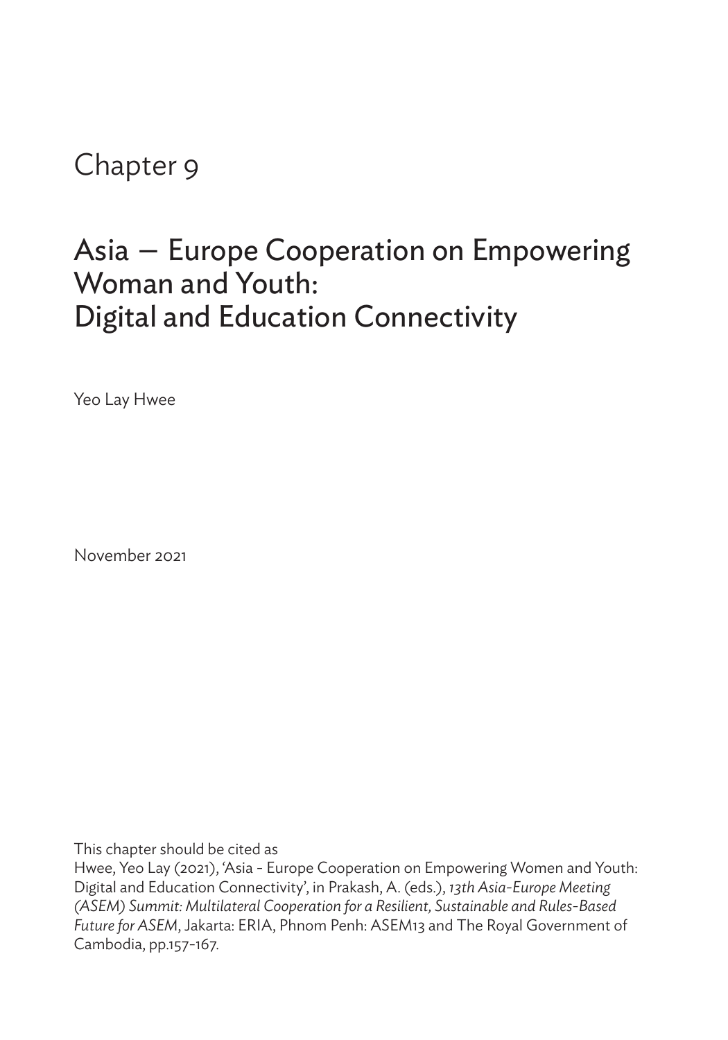# Chapter 9

## Asia – Europe Cooperation on Empowering Woman and Youth: Digital and Education Connectivity

Yeo Lay Hwee

November 2021

This chapter should be cited as

Hwee, Yeo Lay (2021), 'Asia - Europe Cooperation on Empowering Women and Youth: Digital and Education Connectivity', in Prakash, A. (eds.), *13th Asia-Europe Meeting (ASEM) Summit: Multilateral Cooperation for a Resilient, Sustainable and Rules-Based Future for ASEM*, Jakarta: ERIA, Phnom Penh: ASEM13 and The Royal Government of Cambodia, pp.157-167.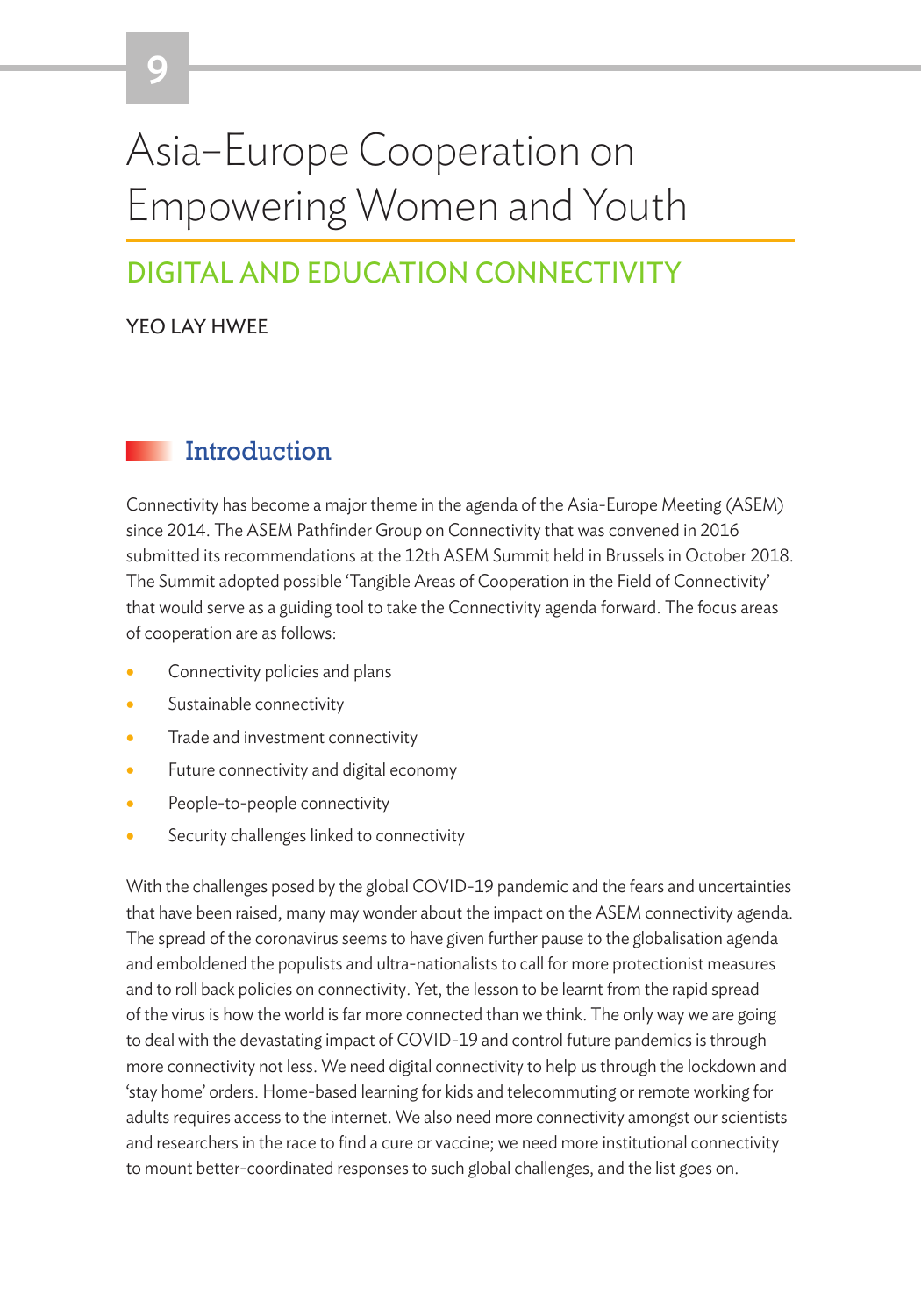# 9

# Asia–Europe Cooperation on Empowering Women and Youth

## DIGITAL AND EDUCATION CONNECTIVITY

YEO LAY HWEE

### Introduction

Connectivity has become a major theme in the agenda of the Asia-Europe Meeting (ASEM) since 2014. The ASEM Pathfinder Group on Connectivity that was convened in 2016 submitted its recommendations at the 12th ASEM Summit held in Brussels in October 2018. The Summit adopted possible 'Tangible Areas of Cooperation in the Field of Connectivity' that would serve as a guiding tool to take the Connectivity agenda forward. The focus areas of cooperation are as follows:

- Connectivity policies and plans
- Sustainable connectivity
- Trade and investment connectivity
- Future connectivity and digital economy
- People-to-people connectivity
- Security challenges linked to connectivity

With the challenges posed by the global COVID-19 pandemic and the fears and uncertainties that have been raised, many may wonder about the impact on the ASEM connectivity agenda. The spread of the coronavirus seems to have given further pause to the globalisation agenda and emboldened the populists and ultra-nationalists to call for more protectionist measures and to roll back policies on connectivity. Yet, the lesson to be learnt from the rapid spread of the virus is how the world is far more connected than we think. The only way we are going to deal with the devastating impact of COVID-19 and control future pandemics is through more connectivity not less. We need digital connectivity to help us through the lockdown and 'stay home' orders. Home-based learning for kids and telecommuting or remote working for adults requires access to the internet. We also need more connectivity amongst our scientists and researchers in the race to find a cure or vaccine; we need more institutional connectivity to mount better-coordinated responses to such global challenges, and the list goes on.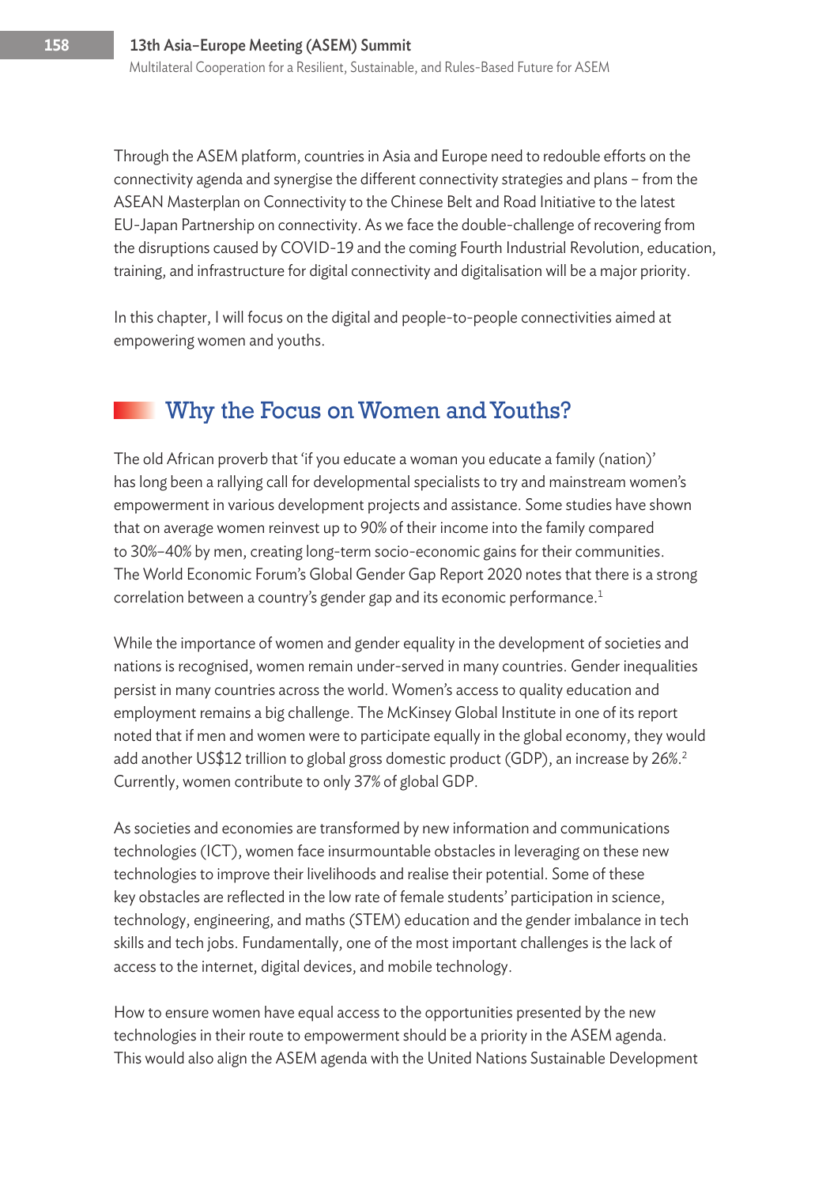Through the ASEM platform, countries in Asia and Europe need to redouble efforts on the connectivity agenda and synergise the different connectivity strategies and plans – from the ASEAN Masterplan on Connectivity to the Chinese Belt and Road Initiative to the latest EU-Japan Partnership on connectivity. As we face the double-challenge of recovering from the disruptions caused by COVID-19 and the coming Fourth Industrial Revolution, education, training, and infrastructure for digital connectivity and digitalisation will be a major priority.

In this chapter, I will focus on the digital and people-to-people connectivities aimed at empowering women and youths.

## Why the Focus on Women and Youths?

The old African proverb that 'if you educate a woman you educate a family (nation)' has long been a rallying call for developmental specialists to try and mainstream women's empowerment in various development projects and assistance. Some studies have shown that on average women reinvest up to 90% of their income into the family compared to 30%–40% by men, creating long-term socio-economic gains for their communities. The World Economic Forum's Global Gender Gap Report 2020 notes that there is a strong correlation between a country's gender gap and its economic performance.[1]

While the importance of women and gender equality in the development of societies and nations is recognised, women remain under-served in many countries. Gender inequalities persist in many countries across the world. Women's access to quality education and employment remains a big challenge. The McKinsey Global Institute in one of its report noted that if men and women were to participate equally in the global economy, they would add another US$12 trillion to global gross domestic product (GDP), an increase by 26%.[2] Currently, women contribute to only 37% of global GDP.

As societies and economies are transformed by new information and communications technologies (ICT), women face insurmountable obstacles in leveraging on these new technologies to improve their livelihoods and realise their potential. Some of these key obstacles are reflected in the low rate of female students' participation in science, technology, engineering, and maths (STEM) education and the gender imbalance in tech skills and tech jobs. Fundamentally, one of the most important challenges is the lack of access to the internet, digital devices, and mobile technology.

How to ensure women have equal access to the opportunities presented by the new technologies in their route to empowerment should be a priority in the ASEM agenda. This would also align the ASEM agenda with the United Nations Sustainable Development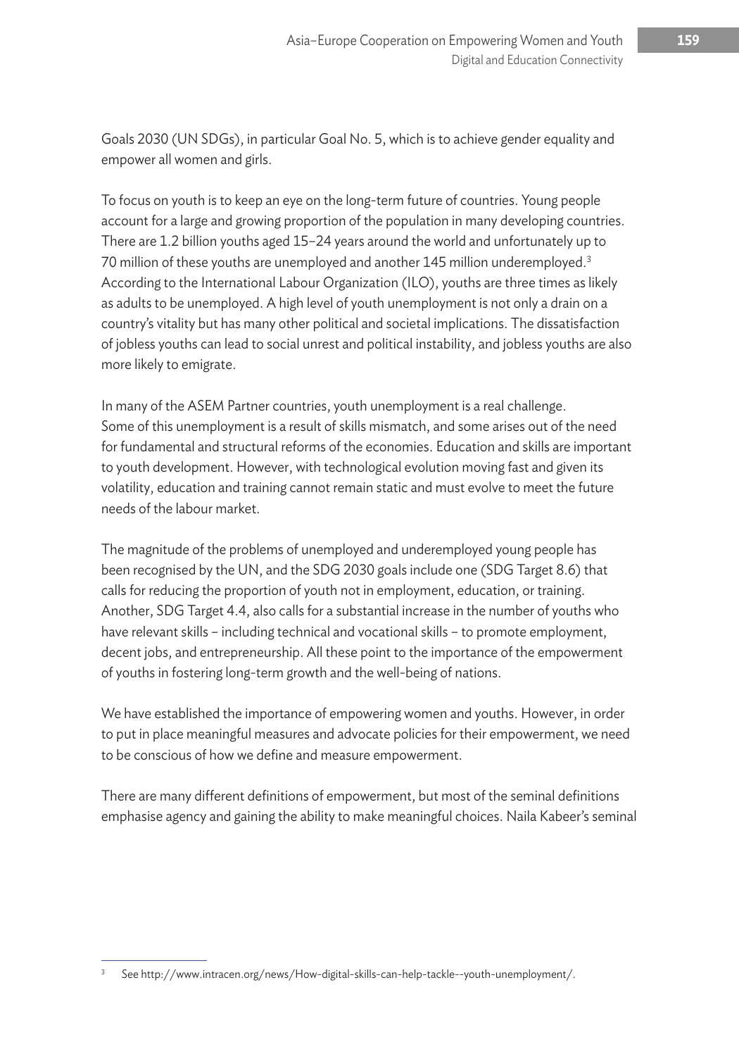Goals 2030 (UN SDGs), in particular Goal No. 5, which is to achieve gender equality and empower all women and girls.

To focus on youth is to keep an eye on the long-term future of countries. Young people account for a large and growing proportion of the population in many developing countries. There are 1.2 billion youths aged 15–24 years around the world and unfortunately up to 70 million of these youths are unemployed and another 145 million underemployed.[3] According to the International Labour Organization (ILO), youths are three times as likely as adults to be unemployed. A high level of youth unemployment is not only a drain on a country's vitality but has many other political and societal implications. The dissatisfaction of jobless youths can lead to social unrest and political instability, and jobless youths are also more likely to emigrate.

In many of the ASEM Partner countries, youth unemployment is a real challenge. Some of this unemployment is a result of skills mismatch, and some arises out of the need for fundamental and structural reforms of the economies. Education and skills are important to youth development. However, with technological evolution moving fast and given its volatility, education and training cannot remain static and must evolve to meet the future needs of the labour market.

The magnitude of the problems of unemployed and underemployed young people has been recognised by the UN, and the SDG 2030 goals include one (SDG Target 8.6) that calls for reducing the proportion of youth not in employment, education, or training. Another, SDG Target 4.4, also calls for a substantial increase in the number of youths who have relevant skills – including technical and vocational skills – to promote employment, decent jobs, and entrepreneurship. All these point to the importance of the empowerment of youths in fostering long-term growth and the well-being of nations.

We have established the importance of empowering women and youths. However, in order to put in place meaningful measures and advocate policies for their empowerment, we need to be conscious of how we define and measure empowerment.

There are many different definitions of empowerment, but most of the seminal definitions emphasise agency and gaining the ability to make meaningful choices. Naila Kabeer's seminal

[3] See http://www.intracen.org/news/How-digital-skills-can-help-tackle--youth-unemployment/.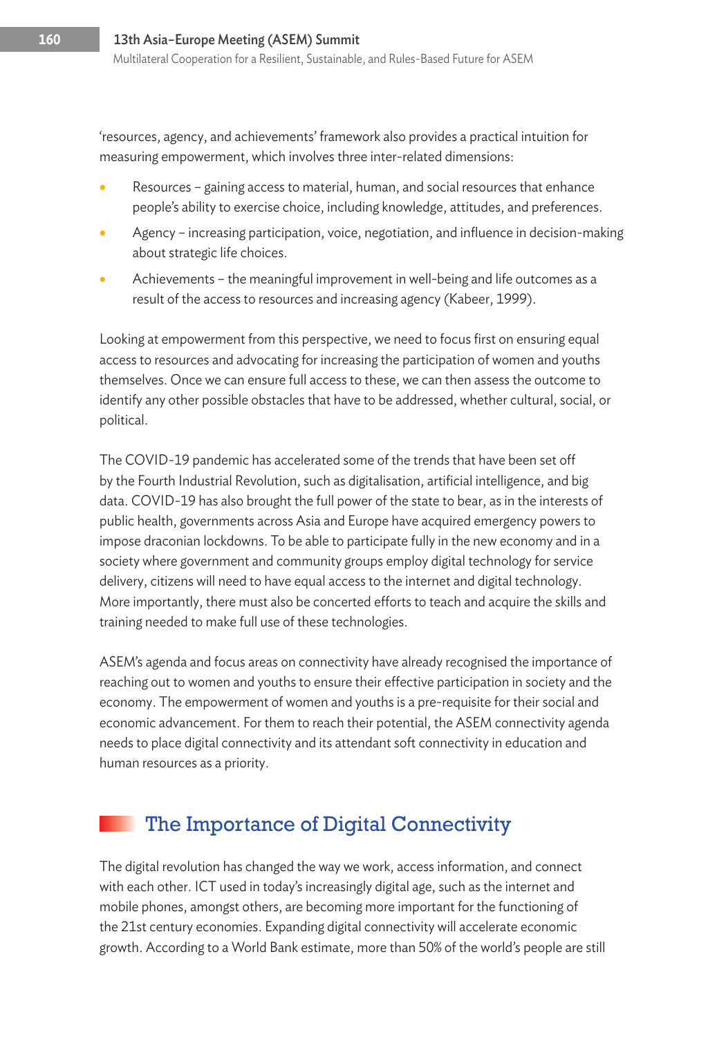'resources, agency, and achievements' framework also provides a practical intuition for measuring empowerment, which involves three inter-related dimensions:

- Resources – gaining access to material, human, and social resources that enhance people's ability to exercise choice, including knowledge, attitudes, and preferences.
- Agency – increasing participation, voice, negotiation, and influence in decision-making about strategic life choices.
- Achievements – the meaningful improvement in well-being and life outcomes as a result of the access to resources and increasing agency (Kabeer, 1999).

Looking at empowerment from this perspective, we need to focus first on ensuring equal access to resources and advocating for increasing the participation of women and youths themselves. Once we can ensure full access to these, we can then assess the outcome to identify any other possible obstacles that have to be addressed, whether cultural, social, or political.

The COVID-19 pandemic has accelerated some of the trends that have been set off by the Fourth Industrial Revolution, such as digitalisation, artificial intelligence, and big data. COVID-19 has also brought the full power of the state to bear, as in the interests of public health, governments across Asia and Europe have acquired emergency powers to impose draconian lockdowns. To be able to participate fully in the new economy and in a society where government and community groups employ digital technology for service delivery, citizens will need to have equal access to the internet and digital technology. More importantly, there must also be concerted efforts to teach and acquire the skills and training needed to make full use of these technologies.

ASEM's agenda and focus areas on connectivity have already recognised the importance of reaching out to women and youths to ensure their effective participation in society and the economy. The empowerment of women and youths is a pre-requisite for their social and economic advancement. For them to reach their potential, the ASEM connectivity agenda needs to place digital connectivity and its attendant soft connectivity in education and human resources as a priority.

## The Importance of Digital Connectivity

The digital revolution has changed the way we work, access information, and connect with each other. ICT used in today's increasingly digital age, such as the internet and mobile phones, amongst others, are becoming more important for the functioning of the 21st century economies. Expanding digital connectivity will accelerate economic growth. According to a World Bank estimate, more than 50% of the world's people are still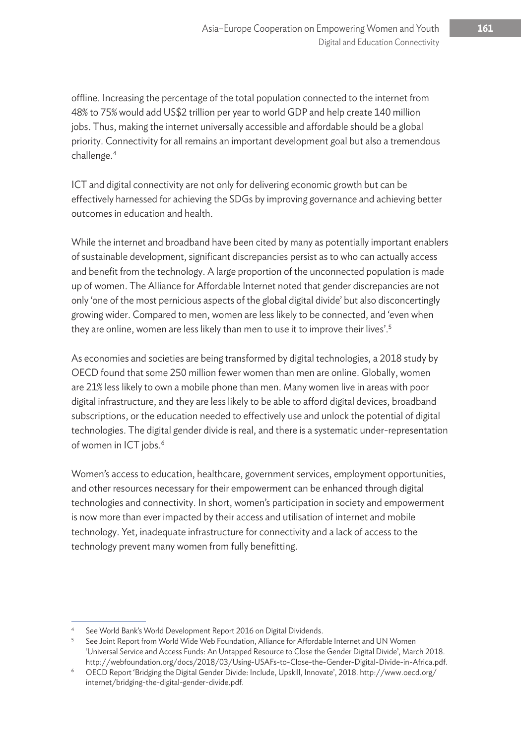offline. Increasing the percentage of the total population connected to the internet from 48% to 75% would add US$2 trillion per year to world GDP and help create 140 million jobs. Thus, making the internet universally accessible and affordable should be a global priority. Connectivity for all remains an important development goal but also a tremendous challenge.[4]

ICT and digital connectivity are not only for delivering economic growth but can be effectively harnessed for achieving the SDGs by improving governance and achieving better outcomes in education and health.

While the internet and broadband have been cited by many as potentially important enablers of sustainable development, significant discrepancies persist as to who can actually access and benefit from the technology. A large proportion of the unconnected population is made up of women. The Alliance for Affordable Internet noted that gender discrepancies are not only 'one of the most pernicious aspects of the global digital divide' but also disconcertingly growing wider. Compared to men, women are less likely to be connected, and 'even when they are online, women are less likely than men to use it to improve their lives'.[5]

As economies and societies are being transformed by digital technologies, a 2018 study by OECD found that some 250 million fewer women than men are online. Globally, women are 21% less likely to own a mobile phone than men. Many women live in areas with poor digital infrastructure, and they are less likely to be able to afford digital devices, broadband subscriptions, or the education needed to effectively use and unlock the potential of digital technologies. The digital gender divide is real, and there is a systematic under-representation of women in ICT jobs.[6]

Women's access to education, healthcare, government services, employment opportunities, and other resources necessary for their empowerment can be enhanced through digital technologies and connectivity. In short, women's participation in society and empowerment is now more than ever impacted by their access and utilisation of internet and mobile technology. Yet, inadequate infrastructure for connectivity and a lack of access to the technology prevent many women from fully benefitting.

---

[4] See World Bank's World Development Report 2016 on Digital Dividends.

[5] See Joint Report from World Wide Web Foundation, Alliance for Affordable Internet and UN Women 'Universal Service and Access Funds: An Untapped Resource to Close the Gender Digital Divide', March 2018. http://webfoundation.org/docs/2018/03/Using-USAFs-to-Close-the-Gender-Digital-Divide-in-Africa.pdf.

[6] OECD Report 'Bridging the Digital Gender Divide: Include, Upskill, Innovate', 2018. http://www.oecd.org/internet/bridging-the-digital-gender-divide.pdf.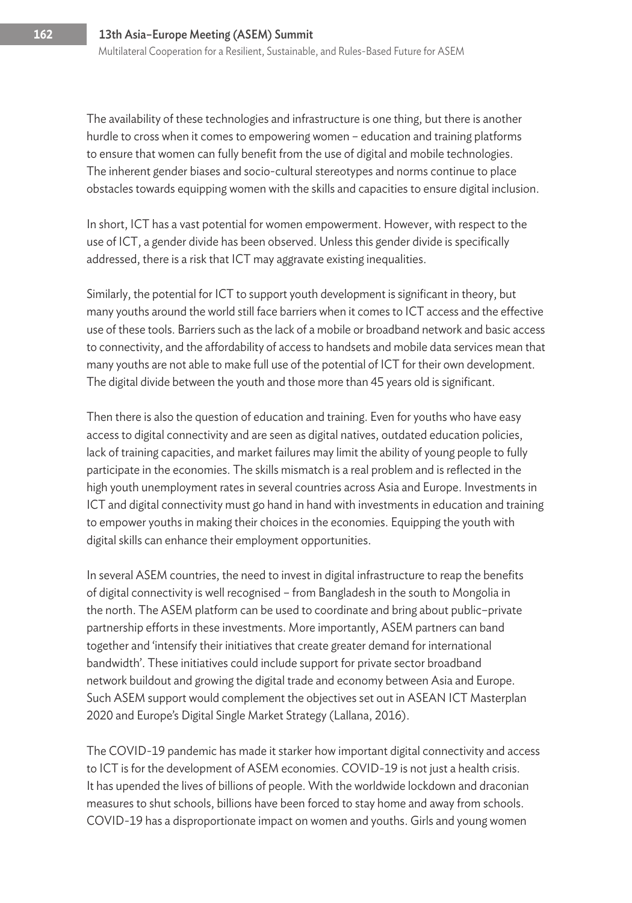The availability of these technologies and infrastructure is one thing, but there is another hurdle to cross when it comes to empowering women – education and training platforms to ensure that women can fully benefit from the use of digital and mobile technologies. The inherent gender biases and socio-cultural stereotypes and norms continue to place obstacles towards equipping women with the skills and capacities to ensure digital inclusion.

In short, ICT has a vast potential for women empowerment. However, with respect to the use of ICT, a gender divide has been observed. Unless this gender divide is specifically addressed, there is a risk that ICT may aggravate existing inequalities.

Similarly, the potential for ICT to support youth development is significant in theory, but many youths around the world still face barriers when it comes to ICT access and the effective use of these tools. Barriers such as the lack of a mobile or broadband network and basic access to connectivity, and the affordability of access to handsets and mobile data services mean that many youths are not able to make full use of the potential of ICT for their own development. The digital divide between the youth and those more than 45 years old is significant.

Then there is also the question of education and training. Even for youths who have easy access to digital connectivity and are seen as digital natives, outdated education policies, lack of training capacities, and market failures may limit the ability of young people to fully participate in the economies. The skills mismatch is a real problem and is reflected in the high youth unemployment rates in several countries across Asia and Europe. Investments in ICT and digital connectivity must go hand in hand with investments in education and training to empower youths in making their choices in the economies. Equipping the youth with digital skills can enhance their employment opportunities.

In several ASEM countries, the need to invest in digital infrastructure to reap the benefits of digital connectivity is well recognised – from Bangladesh in the south to Mongolia in the north. The ASEM platform can be used to coordinate and bring about public–private partnership efforts in these investments. More importantly, ASEM partners can band together and 'intensify their initiatives that create greater demand for international bandwidth'. These initiatives could include support for private sector broadband network buildout and growing the digital trade and economy between Asia and Europe. Such ASEM support would complement the objectives set out in ASEAN ICT Masterplan 2020 and Europe's Digital Single Market Strategy (Lallana, 2016).

The COVID-19 pandemic has made it starker how important digital connectivity and access to ICT is for the development of ASEM economies. COVID-19 is not just a health crisis. It has upended the lives of billions of people. With the worldwide lockdown and draconian measures to shut schools, billions have been forced to stay home and away from schools. COVID-19 has a disproportionate impact on women and youths. Girls and young women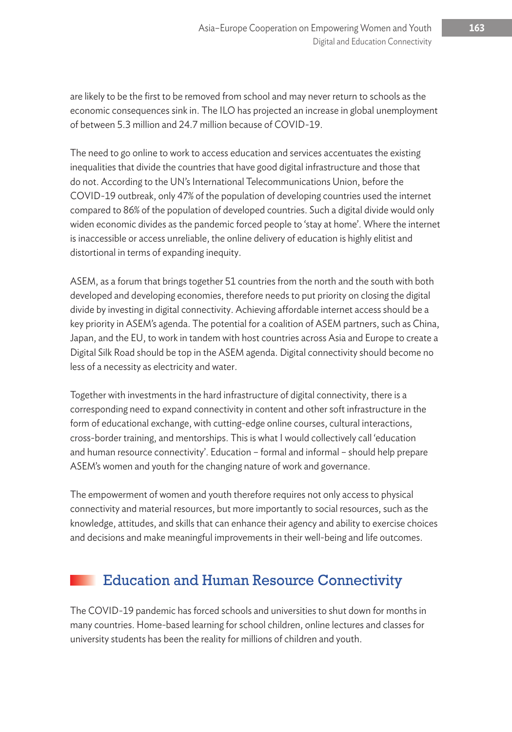are likely to be the first to be removed from school and may never return to schools as the economic consequences sink in. The ILO has projected an increase in global unemployment of between 5.3 million and 24.7 million because of COVID-19.

The need to go online to work to access education and services accentuates the existing inequalities that divide the countries that have good digital infrastructure and those that do not. According to the UN's International Telecommunications Union, before the COVID-19 outbreak, only 47% of the population of developing countries used the internet compared to 86% of the population of developed countries. Such a digital divide would only widen economic divides as the pandemic forced people to 'stay at home'. Where the internet is inaccessible or access unreliable, the online delivery of education is highly elitist and distortional in terms of expanding inequity.

ASEM, as a forum that brings together 51 countries from the north and the south with both developed and developing economies, therefore needs to put priority on closing the digital divide by investing in digital connectivity. Achieving affordable internet access should be a key priority in ASEM's agenda. The potential for a coalition of ASEM partners, such as China, Japan, and the EU, to work in tandem with host countries across Asia and Europe to create a Digital Silk Road should be top in the ASEM agenda. Digital connectivity should become no less of a necessity as electricity and water.

Together with investments in the hard infrastructure of digital connectivity, there is a corresponding need to expand connectivity in content and other soft infrastructure in the form of educational exchange, with cutting-edge online courses, cultural interactions, cross-border training, and mentorships. This is what I would collectively call 'education and human resource connectivity'. Education – formal and informal – should help prepare ASEM's women and youth for the changing nature of work and governance.

The empowerment of women and youth therefore requires not only access to physical connectivity and material resources, but more importantly to social resources, such as the knowledge, attitudes, and skills that can enhance their agency and ability to exercise choices and decisions and make meaningful improvements in their well-being and life outcomes.

## Education and Human Resource Connectivity

The COVID-19 pandemic has forced schools and universities to shut down for months in many countries. Home-based learning for school children, online lectures and classes for university students has been the reality for millions of children and youth.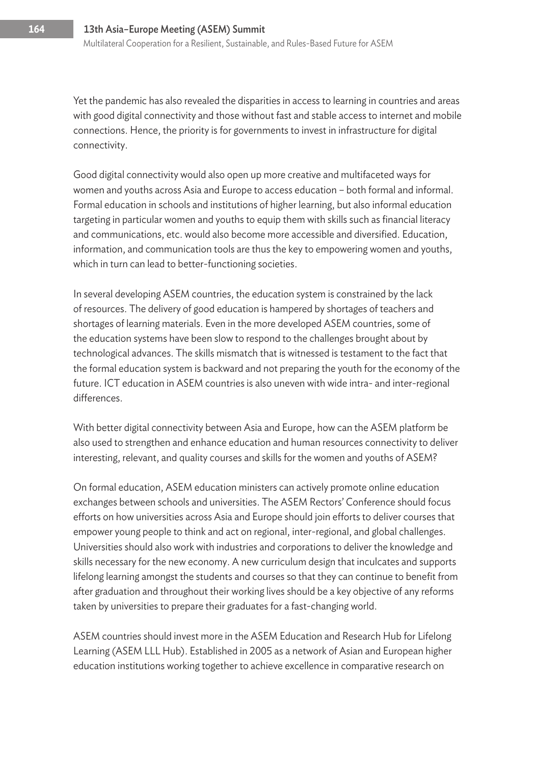Yet the pandemic has also revealed the disparities in access to learning in countries and areas with good digital connectivity and those without fast and stable access to internet and mobile connections. Hence, the priority is for governments to invest in infrastructure for digital connectivity.

Good digital connectivity would also open up more creative and multifaceted ways for women and youths across Asia and Europe to access education – both formal and informal. Formal education in schools and institutions of higher learning, but also informal education targeting in particular women and youths to equip them with skills such as financial literacy and communications, etc. would also become more accessible and diversified. Education, information, and communication tools are thus the key to empowering women and youths, which in turn can lead to better-functioning societies.

In several developing ASEM countries, the education system is constrained by the lack of resources. The delivery of good education is hampered by shortages of teachers and shortages of learning materials. Even in the more developed ASEM countries, some of the education systems have been slow to respond to the challenges brought about by technological advances. The skills mismatch that is witnessed is testament to the fact that the formal education system is backward and not preparing the youth for the economy of the future. ICT education in ASEM countries is also uneven with wide intra- and inter-regional differences.

With better digital connectivity between Asia and Europe, how can the ASEM platform be also used to strengthen and enhance education and human resources connectivity to deliver interesting, relevant, and quality courses and skills for the women and youths of ASEM?

On formal education, ASEM education ministers can actively promote online education exchanges between schools and universities. The ASEM Rectors' Conference should focus efforts on how universities across Asia and Europe should join efforts to deliver courses that empower young people to think and act on regional, inter-regional, and global challenges. Universities should also work with industries and corporations to deliver the knowledge and skills necessary for the new economy. A new curriculum design that inculcates and supports lifelong learning amongst the students and courses so that they can continue to benefit from after graduation and throughout their working lives should be a key objective of any reforms taken by universities to prepare their graduates for a fast-changing world.

ASEM countries should invest more in the ASEM Education and Research Hub for Lifelong Learning (ASEM LLL Hub). Established in 2005 as a network of Asian and European higher education institutions working together to achieve excellence in comparative research on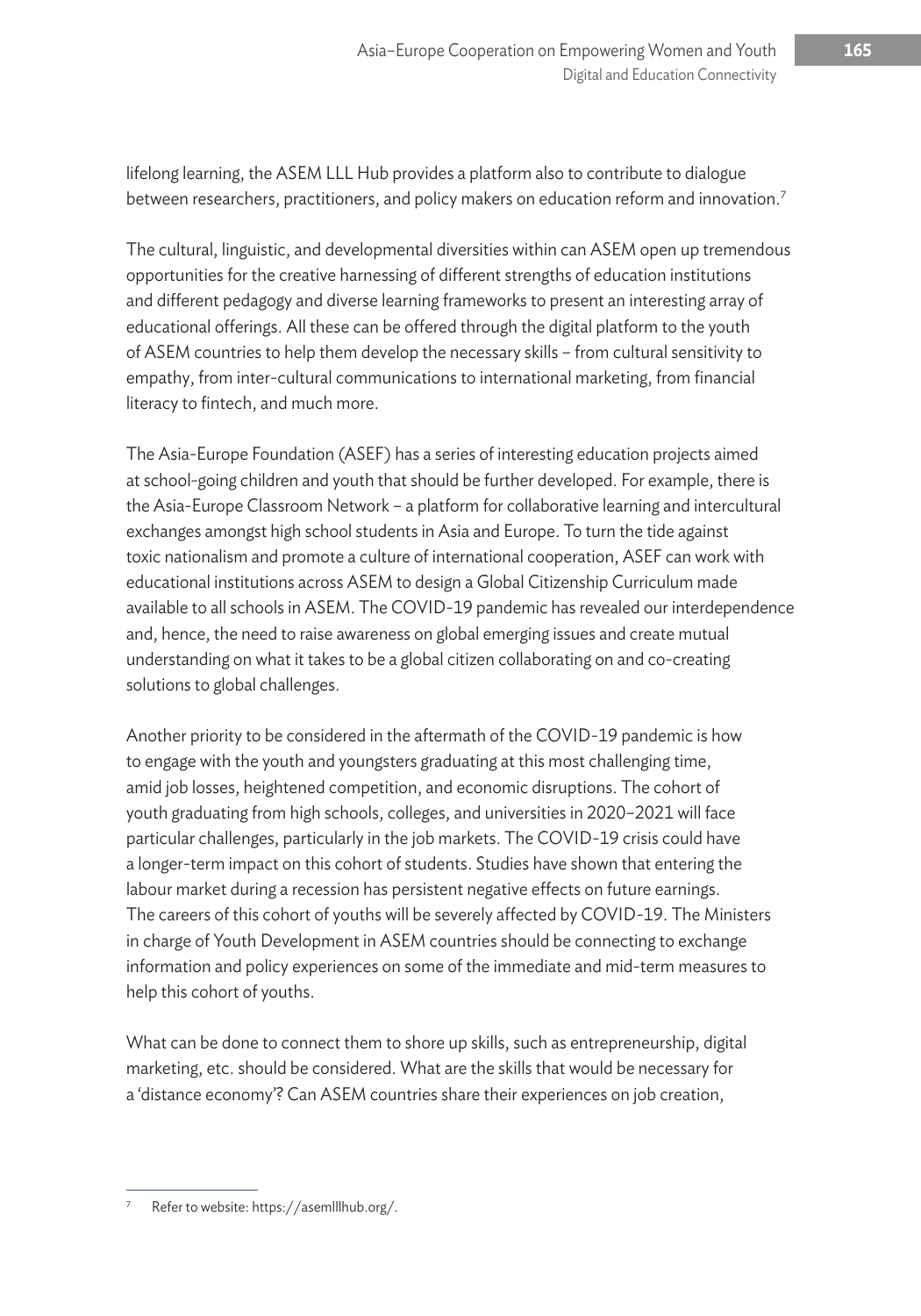lifelong learning, the ASEM LLL Hub provides a platform also to contribute to dialogue between researchers, practitioners, and policy makers on education reform and innovation.[7]

The cultural, linguistic, and developmental diversities within can ASEM open up tremendous opportunities for the creative harnessing of different strengths of education institutions and different pedagogy and diverse learning frameworks to present an interesting array of educational offerings. All these can be offered through the digital platform to the youth of ASEM countries to help them develop the necessary skills – from cultural sensitivity to empathy, from inter-cultural communications to international marketing, from financial literacy to fintech, and much more.

The Asia-Europe Foundation (ASEF) has a series of interesting education projects aimed at school-going children and youth that should be further developed. For example, there is the Asia-Europe Classroom Network – a platform for collaborative learning and intercultural exchanges amongst high school students in Asia and Europe. To turn the tide against toxic nationalism and promote a culture of international cooperation, ASEF can work with educational institutions across ASEM to design a Global Citizenship Curriculum made available to all schools in ASEM. The COVID-19 pandemic has revealed our interdependence and, hence, the need to raise awareness on global emerging issues and create mutual understanding on what it takes to be a global citizen collaborating on and co-creating solutions to global challenges.

Another priority to be considered in the aftermath of the COVID-19 pandemic is how to engage with the youth and youngsters graduating at this most challenging time, amid job losses, heightened competition, and economic disruptions. The cohort of youth graduating from high schools, colleges, and universities in 2020–2021 will face particular challenges, particularly in the job markets. The COVID-19 crisis could have a longer-term impact on this cohort of students. Studies have shown that entering the labour market during a recession has persistent negative effects on future earnings. The careers of this cohort of youths will be severely affected by COVID-19. The Ministers in charge of Youth Development in ASEM countries should be connecting to exchange information and policy experiences on some of the immediate and mid-term measures to help this cohort of youths.

What can be done to connect them to shore up skills, such as entrepreneurship, digital marketing, etc. should be considered. What are the skills that would be necessary for a 'distance economy'? Can ASEM countries share their experiences on job creation,

---

[7] Refer to website: https://asemlllhub.org/.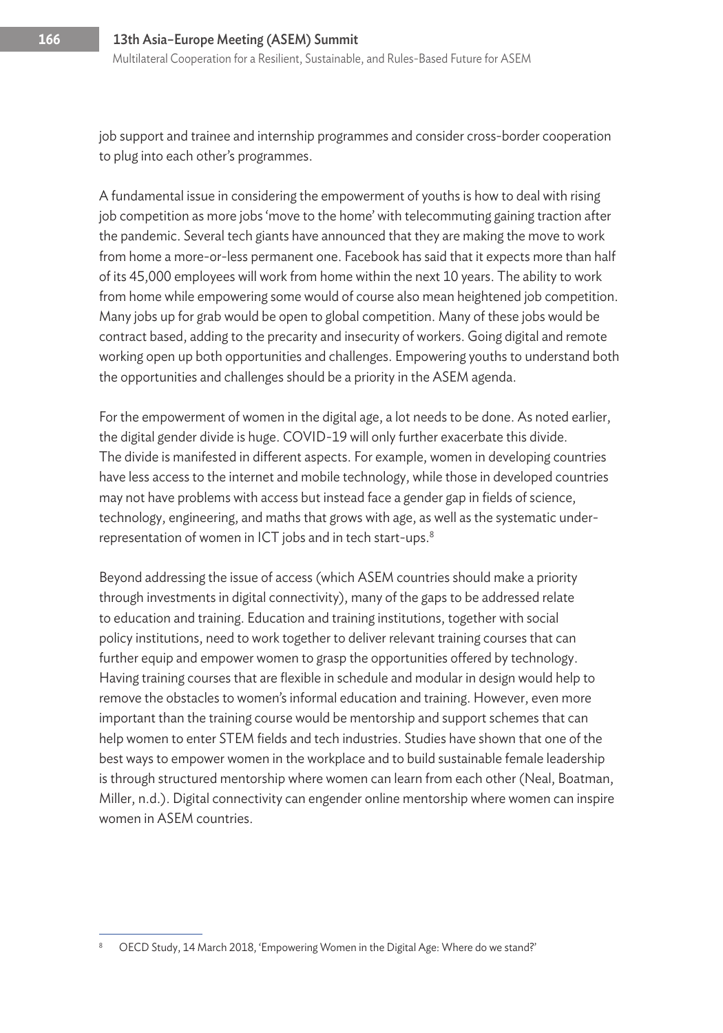job support and trainee and internship programmes and consider cross-border cooperation to plug into each other's programmes.

A fundamental issue in considering the empowerment of youths is how to deal with rising job competition as more jobs 'move to the home' with telecommuting gaining traction after the pandemic. Several tech giants have announced that they are making the move to work from home a more-or-less permanent one. Facebook has said that it expects more than half of its 45,000 employees will work from home within the next 10 years. The ability to work from home while empowering some would of course also mean heightened job competition. Many jobs up for grab would be open to global competition. Many of these jobs would be contract based, adding to the precarity and insecurity of workers. Going digital and remote working open up both opportunities and challenges. Empowering youths to understand both the opportunities and challenges should be a priority in the ASEM agenda.

For the empowerment of women in the digital age, a lot needs to be done. As noted earlier, the digital gender divide is huge. COVID-19 will only further exacerbate this divide. The divide is manifested in different aspects. For example, women in developing countries have less access to the internet and mobile technology, while those in developed countries may not have problems with access but instead face a gender gap in fields of science, technology, engineering, and maths that grows with age, as well as the systematic under-representation of women in ICT jobs and in tech start-ups.[8]

Beyond addressing the issue of access (which ASEM countries should make a priority through investments in digital connectivity), many of the gaps to be addressed relate to education and training. Education and training institutions, together with social policy institutions, need to work together to deliver relevant training courses that can further equip and empower women to grasp the opportunities offered by technology. Having training courses that are flexible in schedule and modular in design would help to remove the obstacles to women's informal education and training. However, even more important than the training course would be mentorship and support schemes that can help women to enter STEM fields and tech industries. Studies have shown that one of the best ways to empower women in the workplace and to build sustainable female leadership is through structured mentorship where women can learn from each other (Neal, Boatman, Miller, n.d.). Digital connectivity can engender online mentorship where women can inspire women in ASEM countries.

---

[8] OECD Study, 14 March 2018, 'Empowering Women in the Digital Age: Where do we stand?'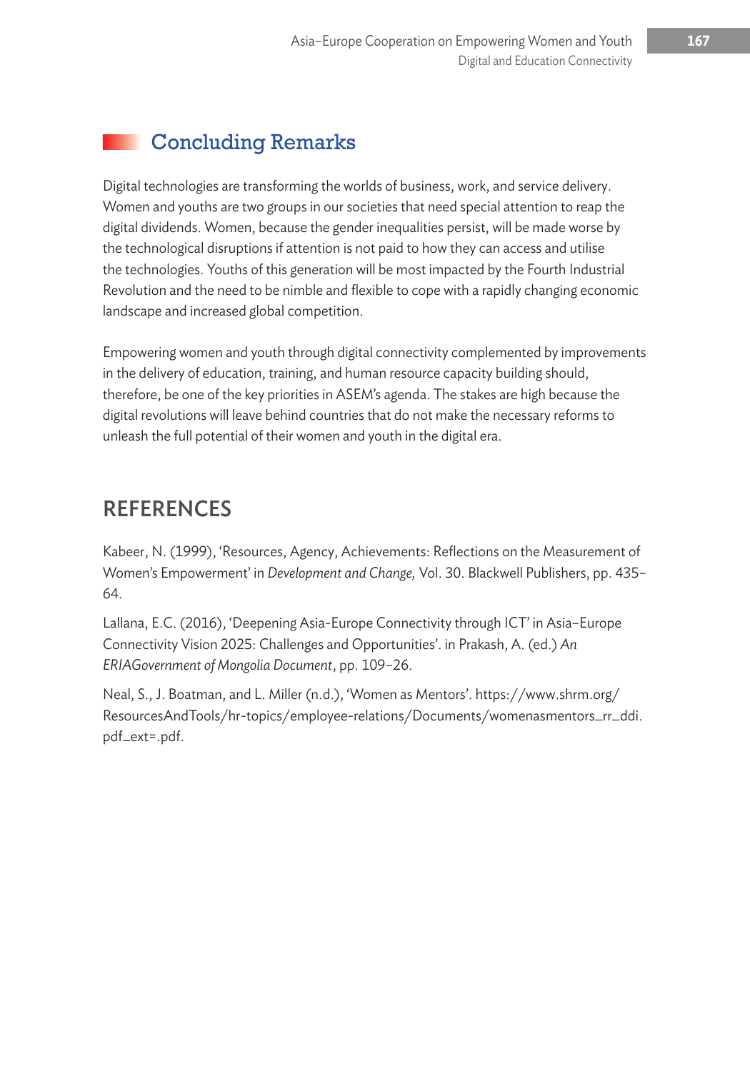## Concluding Remarks

Digital technologies are transforming the worlds of business, work, and service delivery. Women and youths are two groups in our societies that need special attention to reap the digital dividends. Women, because the gender inequalities persist, will be made worse by the technological disruptions if attention is not paid to how they can access and utilise the technologies. Youths of this generation will be most impacted by the Fourth Industrial Revolution and the need to be nimble and flexible to cope with a rapidly changing economic landscape and increased global competition.

Empowering women and youth through digital connectivity complemented by improvements in the delivery of education, training, and human resource capacity building should, therefore, be one of the key priorities in ASEM's agenda. The stakes are high because the digital revolutions will leave behind countries that do not make the necessary reforms to unleash the full potential of their women and youth in the digital era.

## REFERENCES

Kabeer, N. (1999), 'Resources, Agency, Achievements: Reflections on the Measurement of Women's Empowerment' in *Development and Change,* Vol. 30. Blackwell Publishers, pp. 435–64.

Lallana, E.C. (2016), 'Deepening Asia-Europe Connectivity through ICT' in Asia–Europe Connectivity Vision 2025: Challenges and Opportunities'. in Prakash, A. (ed.) *An ERIAGovernment of Mongolia Document*, pp. 109–26.

Neal, S., J. Boatman, and L. Miller (n.d.), 'Women as Mentors'. https://www.shrm.org/ResourcesAndTools/hr-topics/employee-relations/Documents/womenasmentors_rr_ddi.pdf_ext=.pdf.